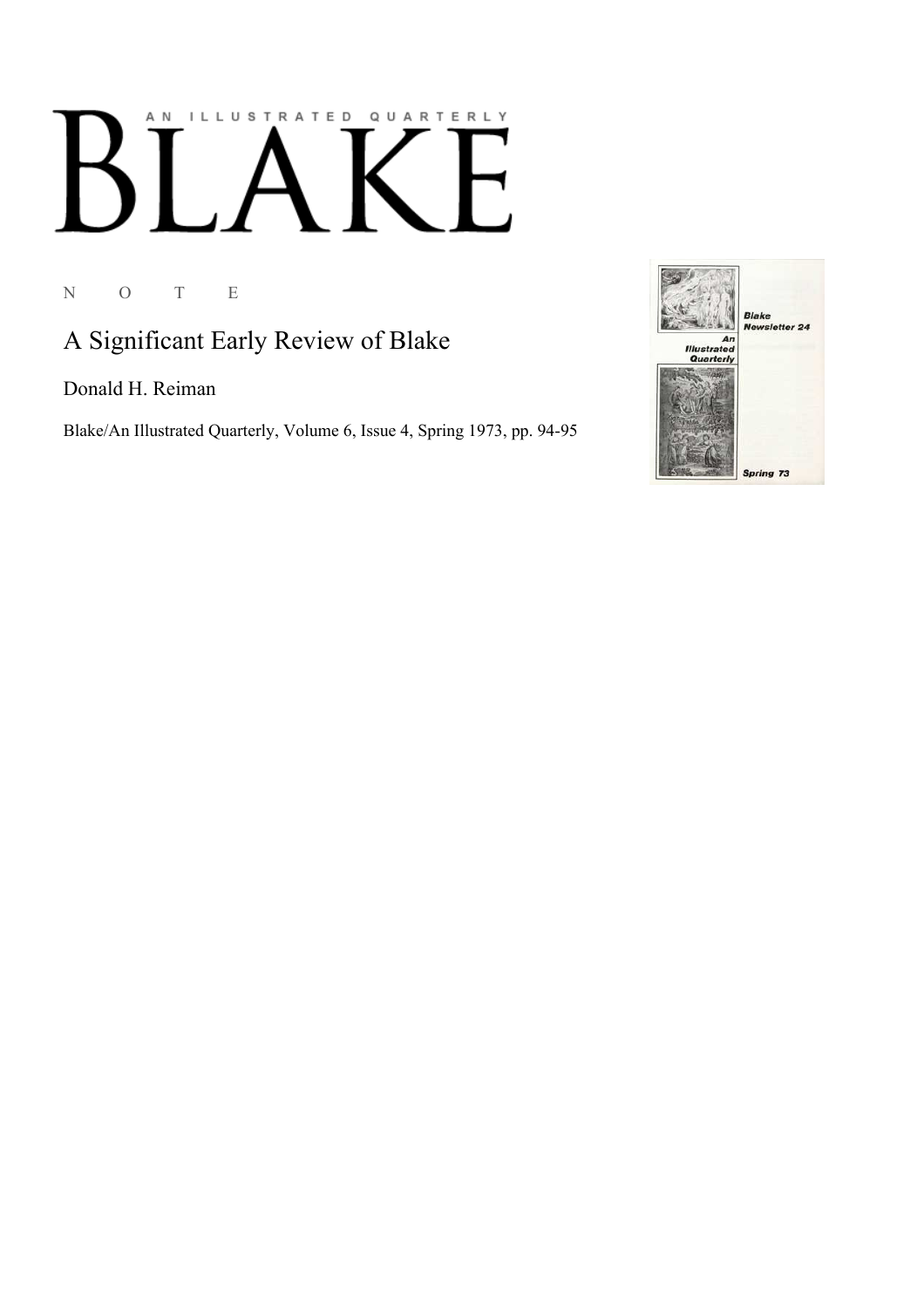AN ILLUSTRATED QUARTERLY

# BLAKE

N O T E

## A Significant Early Review of Blake

Donald H. Reiman

Blake/An Illustrated Quarterly, Volume 6, Issue 4, Spring 1973, pp. 94-95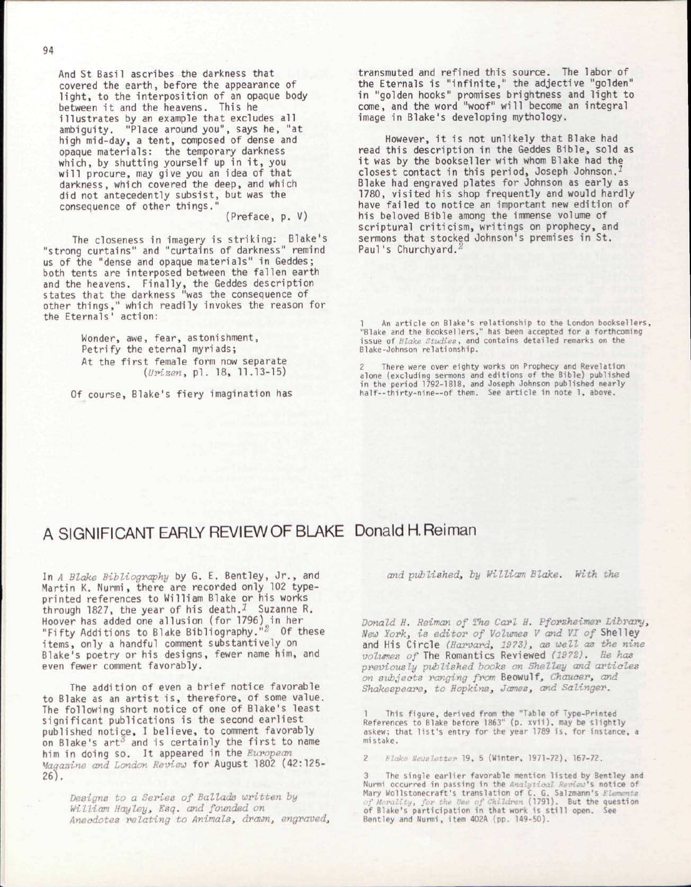And St Basil ascribes the darkness that covered the earth, before the appearance of light, to the interposition of an opaque body between it and the heavens. This he illustrates by an example that excludes all ambiguity. "Place around you", says he, "at high mid-day, a tent, composed of dense and opaque materials: the temporary darkness which, by shutting yourself up in it, you will procure, may give you an idea of that darkness, which covered the deep, and which did not antecedently subsist, but was the consequence of other things."

(Preface, p. V)

The closeness in imagery is striking: Blake's "strong curtains" and "curtains of darkness" remind us of the "dense and opaque materials" in Geddes; both tents are interposed between the fallen earth and the heavens. Finally, the Geddes description states that the darkness "was the consequence of other things," which readily invokes the reason for the Eternals' action:

> Wonder, awe, fear, astonishment,
> Petrify the eternal myriads;
> At the first female form now separate
> (*Urizen*, pl. 18, ll.13-15)

Of course, Blake's fiery imagination has transmuted and refined this source. The labor of the Eternals is "infinite," the adjective "golden" in "golden hooks" promises brightness and light to come, and the word "woof" will become an integral image in Blake's developing mythology.

However, it is not unlikely that Blake had read this description in the Geddes Bible, sold as it was by the bookseller with whom Blake had the closest contact in this period, Joseph Johnson.[1] Blake had engraved plates for Johnson as early as 1780, visited his shop frequently and would hardly have failed to notice an important new edition of his beloved Bible among the immense volume of scriptural criticism, writings on prophecy, and sermons that stocked Johnson's premises in St. Paul's Churchyard.[2]

1 An article on Blake's relationship to the London booksellers, "Blake and the Booksellers," has been accepted for a forthcoming issue of *Blake Studies*, and contains detailed remarks on the Blake-Johnson relationship.

2 There were over eighty works on Prophecy and Revelation alone (excluding sermons and editions of the Bible) published in the period 1792-1818, and Joseph Johnson published nearly half--thirty-nine--of them. See article in note 1, above.

# A SIGNIFICANT EARLY REVIEW OF BLAKE Donald H. Reiman

In *A Blake Bibliography* by G. E. Bentley, Jr., and Martin K. Nurmi, there are recorded only 102 type-printed references to William Blake or his works through 1827, the year of his death.[1] Suzanne R. Hoover has added one allusion (for 1796) in her "Fifty Additions to Blake Bibliography."[2] Of these items, only a handful comment substantively on Blake's poetry or his designs, fewer name him, and even fewer comment favorably.

The addition of even a brief notice favorable to Blake as an artist is, therefore, of some value. The following short notice of one of Blake's least significant publications is the second earliest published notice, I believe, to comment favorably on Blake's art[3] and is certainly the first to name him in doing so. It appeared in the *European Magazine and London Review* for August 1802 (42:125-26).

> *Designs to a Series of Ballads written by William Hayley, Esq. and founded on Anecdotes relating to Animals, drawn, engraved, and published, by William Blake. With the*

*Donald H. Reiman of The Carl H. Pforzheimer Library, New York, is editor of Volumes V and VI of* Shelley and His Circle *(Harvard, 1973), as well as the nine volumes of* The Romantics Reviewed *(1972). He has previously published books on Shelley and articles on subjects ranging from* Beowulf, *Chaucer, and Shakespeare, to Hopkins, James, and Salinger.*

1 This figure, derived from the "Table of Type-Printed References to Blake before 1863" (p. xvii), may be slightly askew; that list's entry for the year 1789 is, for instance, a mistake.

2 *Blake Newsletter* 19, 5 (Winter, 1971-72), 167-72.

3 The single earlier favorable mention listed by Bentley and Nurmi occurred in passing in the *Analytical Review*'s notice of Mary Wollstonecraft's translation of C. G. Salzmann's *Elements of Morality, for the Use of Children* (1791). But the question of Blake's participation in that work is still open. See Bentley and Nurmi, item 402A (pp. 149-50).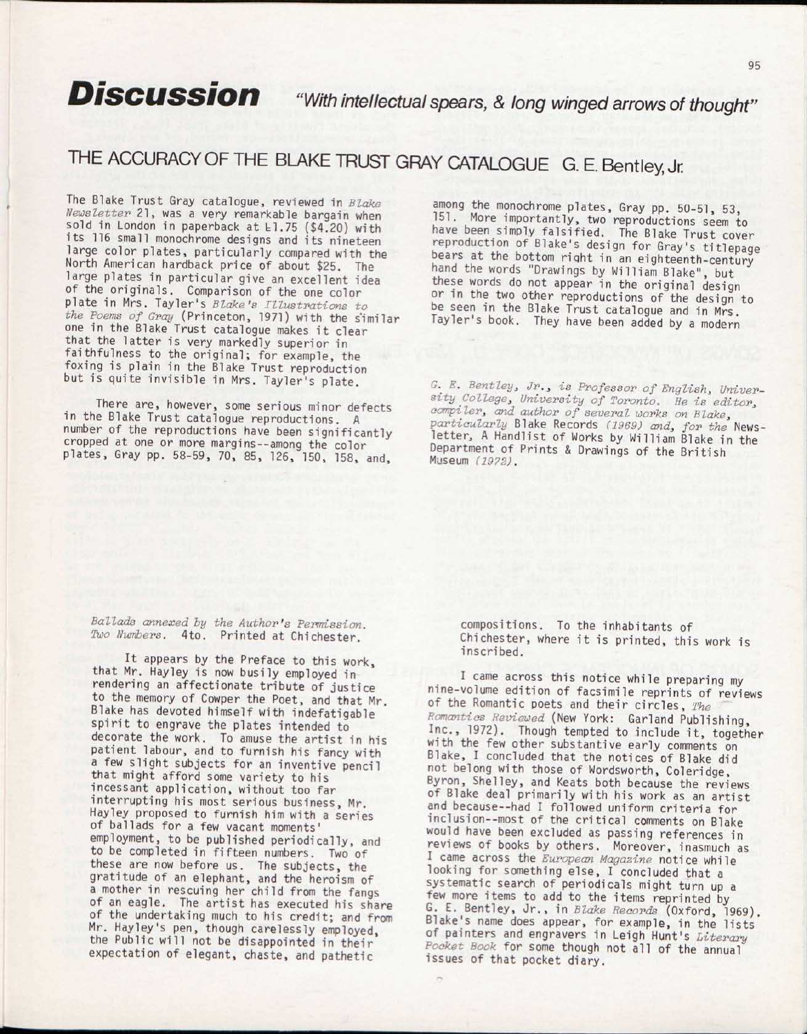# Discussion

*"With intellectual spears, & long winged arrows of thought"*

## THE ACCURACY OF THE BLAKE TRUST GRAY CATALOGUE G. E. Bentley, Jr.

The Blake Trust Gray catalogue, reviewed in *Blake Newsletter* 21, was a very remarkable bargain when sold in London in paperback at £1.75 ($4.20) with its 116 small monochrome designs and its nineteen large color plates, particularly compared with the North American hardback price of about $25. The large plates in particular give an excellent idea of the originals. Comparison of the one color plate in Mrs. Tayler's *Blake's Illustrations to the Poems of Gray* (Princeton, 1971) with the similar one in the Blake Trust catalogue makes it clear that the latter is very markedly superior in faithfulness to the original; for example, the foxing is plain in the Blake Trust reproduction but is quite invisible in Mrs. Tayler's plate.

There are, however, some serious minor defects in the Blake Trust catalogue reproductions. A number of the reproductions have been significantly cropped at one or more margins--among the color plates, Gray pp. 58-59, 70, 85, 126, 150, 158, and, among the monochrome plates, Gray pp. 50-51, 53, 151. More importantly, two reproductions seem to have been simply falsified. The Blake Trust cover reproduction of Blake's design for Gray's titlepage bears at the bottom right in an eighteenth-century hand the words "Drawings by William Blake", but these words do not appear in the original design or in the two other reproductions of the design to be seen in the Blake Trust catalogue and in Mrs. Tayler's book. They have been added by a modern

*G. E. Bentley, Jr., is Professor of English, University College, University of Toronto. He is editor, compiler, and author of several works on Blake, particularly* Blake Records *(1969) and, for the* Newsletter, A Handlist of Works by William Blake in the Department of Prints & Drawings of the British Museum *(1972).*

*Ballads annexed by the Author's Permission. Two Numbers.* 4to. Printed at Chichester.

It appears by the Preface to this work, that Mr. Hayley is now busily employed in rendering an affectionate tribute of justice to the memory of Cowper the Poet, and that Mr. Blake has devoted himself with indefatigable spirit to engrave the plates intended to decorate the work. To amuse the artist in his patient labour, and to furnish his fancy with a few slight subjects for an inventive pencil that might afford some variety to his incessant application, without too far interrupting his most serious business, Mr. Hayley proposed to furnish him with a series of ballads for a few vacant moments' employment, to be published periodically, and to be completed in fifteen numbers. Two of these are now before us. The subjects, the gratitude of an elephant, and the heroism of a mother in rescuing her child from the fangs of an eagle. The artist has executed his share of the undertaking much to his credit; and from Mr. Hayley's pen, though carelessly employed, the Public will not be disappointed in their expectation of elegant, chaste, and pathetic compositions. To the inhabitants of Chichester, where it is printed, this work is inscribed.

I came across this notice while preparing my nine-volume edition of facsimile reprints of reviews of the Romantic poets and their circles, *The Romantics Reviewed* (New York: Garland Publishing, Inc., 1972). Though tempted to include it, together with the few other substantive early comments on Blake, I concluded that the notices of Blake did not belong with those of Wordsworth, Coleridge, Byron, Shelley, and Keats both because the reviews of Blake deal primarily with his work as an artist and because--had I followed uniform criteria for inclusion--most of the critical comments on Blake would have been excluded as passing references in reviews of books by others. Moreover, inasmuch as I came across the *European Magazine* notice while looking for something else, I concluded that a systematic search of periodicals might turn up a few more items to add to the items reprinted by G. E. Bentley, Jr., in *Blake Records* (Oxford, 1969). Blake's name does appear, for example, in the lists of painters and engravers in Leigh Hunt's *Literary Pocket Book* for some though not all of the annual issues of that pocket diary.